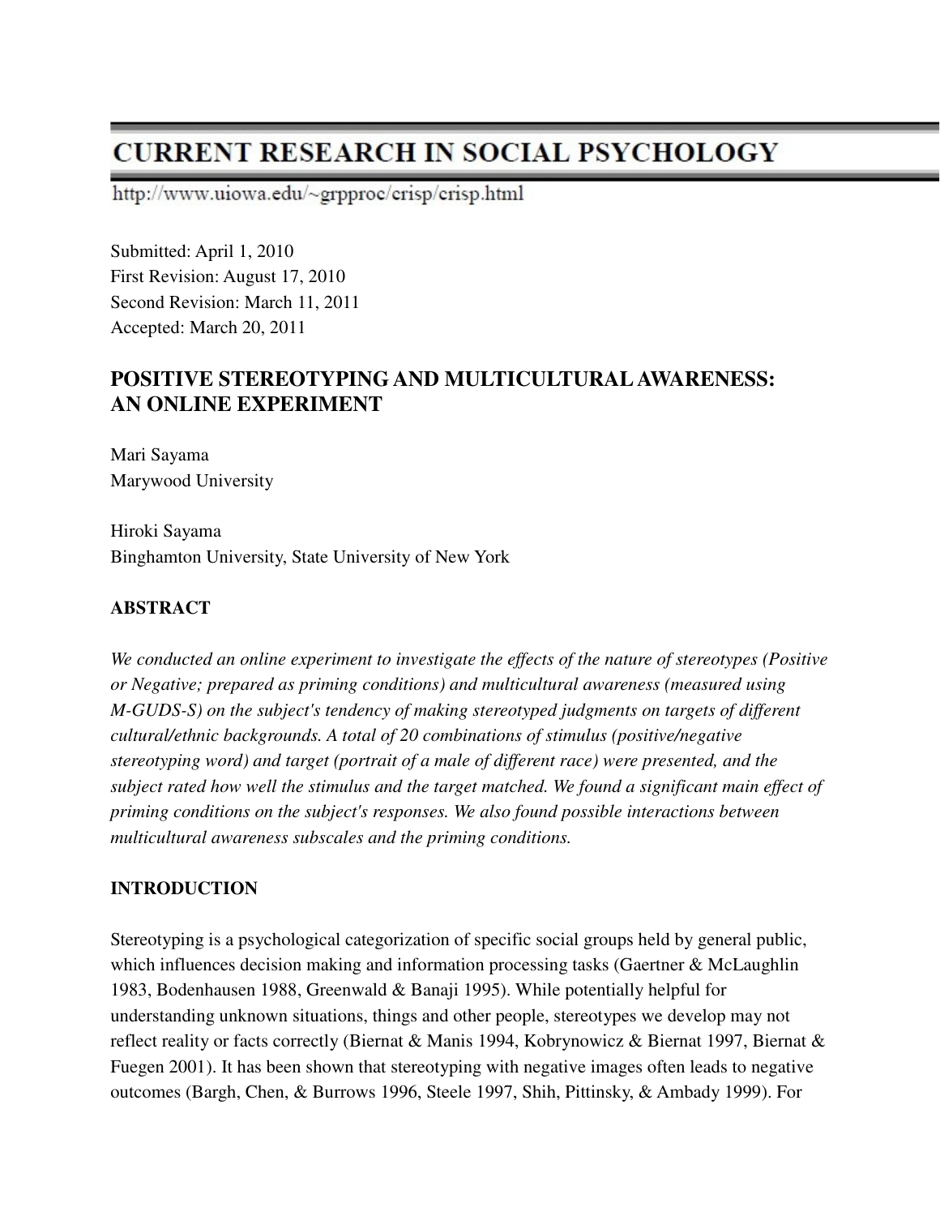# CURRENT RESEARCH IN SOCIAL PSYCHOLOGY

http://www.uiowa.edu/~grpproc/crisp/crisp.html

Submitted: April 1, 2010
First Revision: August 17, 2010
Second Revision: March 11, 2011
Accepted: March 20, 2011

## POSITIVE STEREOTYPING AND MULTICULTURAL AWARENESS: AN ONLINE EXPERIMENT

Mari Sayama
Marywood University

Hiroki Sayama
Binghamton University, State University of New York

### ABSTRACT

*We conducted an online experiment to investigate the effects of the nature of stereotypes (Positive or Negative; prepared as priming conditions) and multicultural awareness (measured using M-GUDS-S) on the subject's tendency of making stereotyped judgments on targets of different cultural/ethnic backgrounds. A total of 20 combinations of stimulus (positive/negative stereotyping word) and target (portrait of a male of different race) were presented, and the subject rated how well the stimulus and the target matched. We found a significant main effect of priming conditions on the subject's responses. We also found possible interactions between multicultural awareness subscales and the priming conditions.*

### INTRODUCTION

Stereotyping is a psychological categorization of specific social groups held by general public, which influences decision making and information processing tasks (Gaertner & McLaughlin 1983, Bodenhausen 1988, Greenwald & Banaji 1995). While potentially helpful for understanding unknown situations, things and other people, stereotypes we develop may not reflect reality or facts correctly (Biernat & Manis 1994, Kobrynowicz & Biernat 1997, Biernat & Fuegen 2001). It has been shown that stereotyping with negative images often leads to negative outcomes (Bargh, Chen, & Burrows 1996, Steele 1997, Shih, Pittinsky, & Ambady 1999). For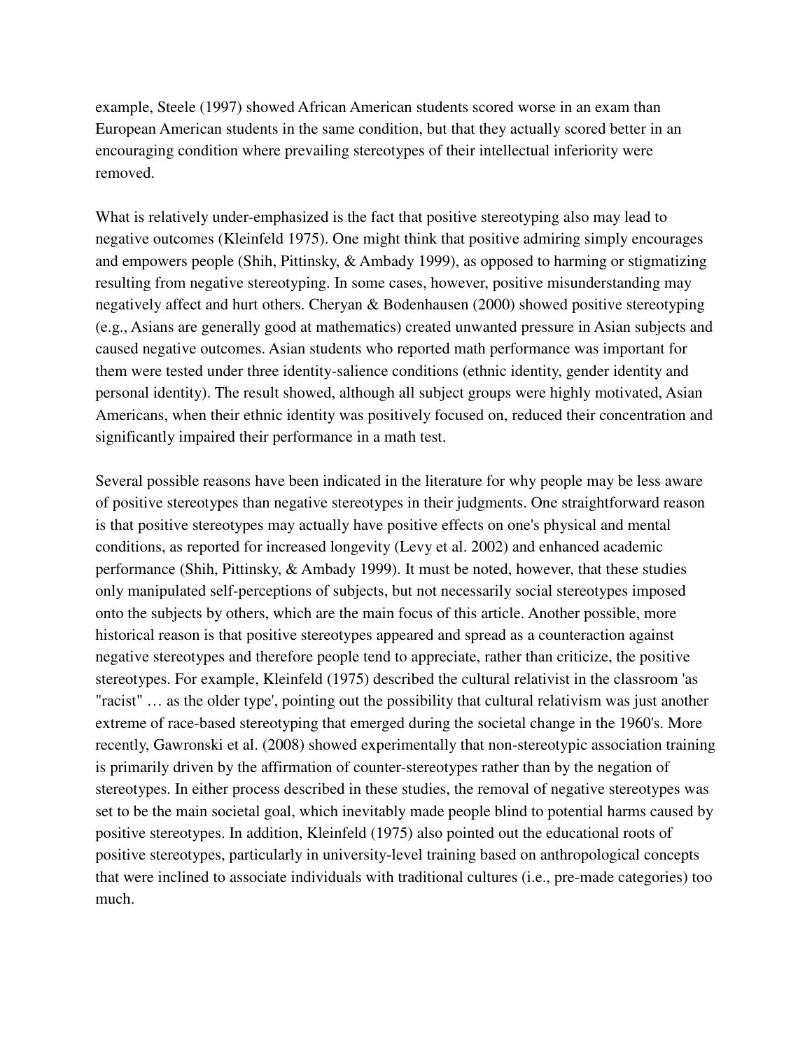example, Steele (1997) showed African American students scored worse in an exam than European American students in the same condition, but that they actually scored better in an encouraging condition where prevailing stereotypes of their intellectual inferiority were removed.

What is relatively under-emphasized is the fact that positive stereotyping also may lead to negative outcomes (Kleinfeld 1975). One might think that positive admiring simply encourages and empowers people (Shih, Pittinsky, & Ambady 1999), as opposed to harming or stigmatizing resulting from negative stereotyping. In some cases, however, positive misunderstanding may negatively affect and hurt others. Cheryan & Bodenhausen (2000) showed positive stereotyping (e.g., Asians are generally good at mathematics) created unwanted pressure in Asian subjects and caused negative outcomes. Asian students who reported math performance was important for them were tested under three identity-salience conditions (ethnic identity, gender identity and personal identity). The result showed, although all subject groups were highly motivated, Asian Americans, when their ethnic identity was positively focused on, reduced their concentration and significantly impaired their performance in a math test.

Several possible reasons have been indicated in the literature for why people may be less aware of positive stereotypes than negative stereotypes in their judgments. One straightforward reason is that positive stereotypes may actually have positive effects on one's physical and mental conditions, as reported for increased longevity (Levy et al. 2002) and enhanced academic performance (Shih, Pittinsky, & Ambady 1999). It must be noted, however, that these studies only manipulated self-perceptions of subjects, but not necessarily social stereotypes imposed onto the subjects by others, which are the main focus of this article. Another possible, more historical reason is that positive stereotypes appeared and spread as a counteraction against negative stereotypes and therefore people tend to appreciate, rather than criticize, the positive stereotypes. For example, Kleinfeld (1975) described the cultural relativist in the classroom 'as "racist" … as the older type', pointing out the possibility that cultural relativism was just another extreme of race-based stereotyping that emerged during the societal change in the 1960's. More recently, Gawronski et al. (2008) showed experimentally that non-stereotypic association training is primarily driven by the affirmation of counter-stereotypes rather than by the negation of stereotypes. In either process described in these studies, the removal of negative stereotypes was set to be the main societal goal, which inevitably made people blind to potential harms caused by positive stereotypes. In addition, Kleinfeld (1975) also pointed out the educational roots of positive stereotypes, particularly in university-level training based on anthropological concepts that were inclined to associate individuals with traditional cultures (i.e., pre-made categories) too much.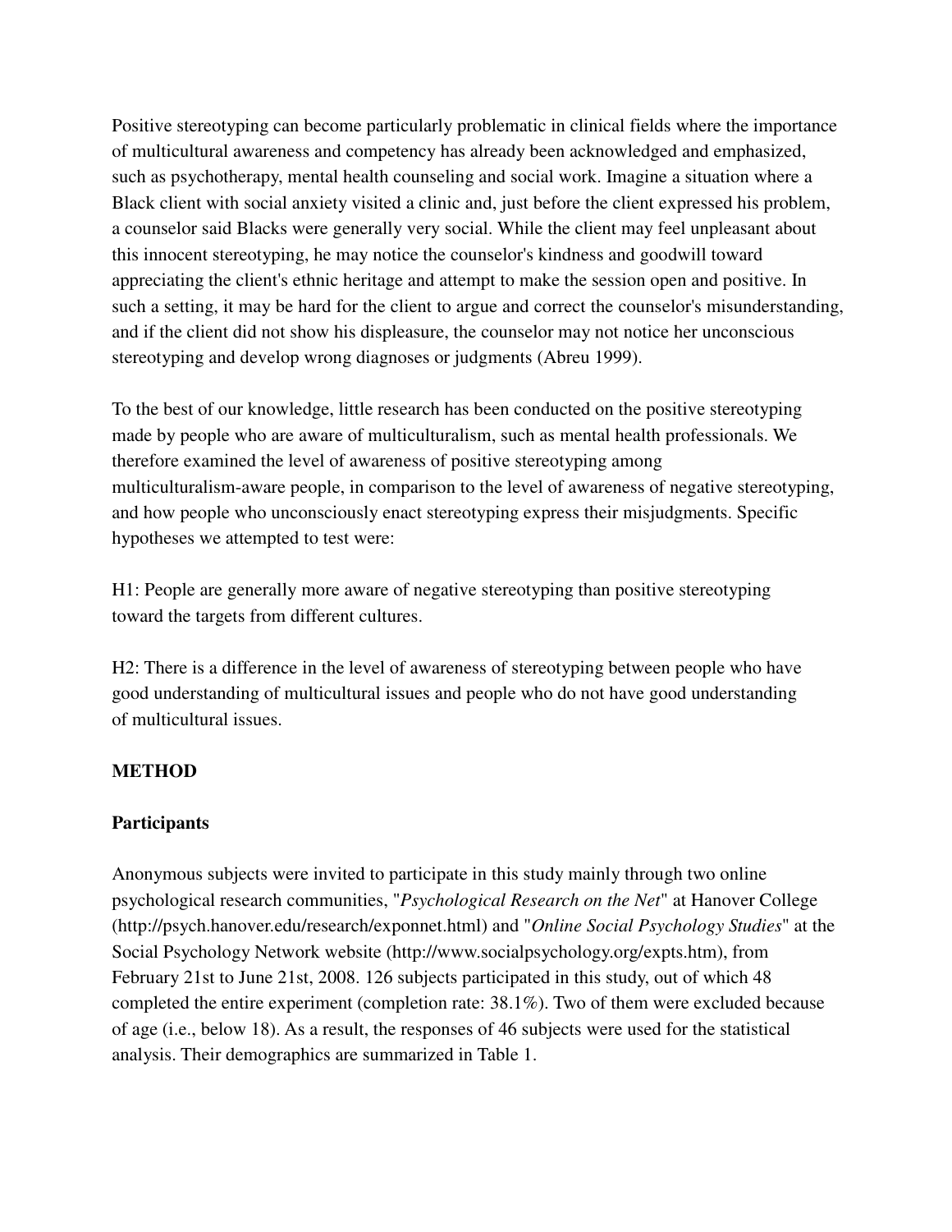Positive stereotyping can become particularly problematic in clinical fields where the importance of multicultural awareness and competency has already been acknowledged and emphasized, such as psychotherapy, mental health counseling and social work. Imagine a situation where a Black client with social anxiety visited a clinic and, just before the client expressed his problem, a counselor said Blacks were generally very social. While the client may feel unpleasant about this innocent stereotyping, he may notice the counselor's kindness and goodwill toward appreciating the client's ethnic heritage and attempt to make the session open and positive. In such a setting, it may be hard for the client to argue and correct the counselor's misunderstanding, and if the client did not show his displeasure, the counselor may not notice her unconscious stereotyping and develop wrong diagnoses or judgments (Abreu 1999).

To the best of our knowledge, little research has been conducted on the positive stereotyping made by people who are aware of multiculturalism, such as mental health professionals. We therefore examined the level of awareness of positive stereotyping among multiculturalism-aware people, in comparison to the level of awareness of negative stereotyping, and how people who unconsciously enact stereotyping express their misjudgments. Specific hypotheses we attempted to test were:

H1: People are generally more aware of negative stereotyping than positive stereotyping toward the targets from different cultures.

H2: There is a difference in the level of awareness of stereotyping between people who have good understanding of multicultural issues and people who do not have good understanding of multicultural issues.

## METHOD

### Participants

Anonymous subjects were invited to participate in this study mainly through two online psychological research communities, "*Psychological Research on the Net*" at Hanover College (http://psych.hanover.edu/research/exponnet.html) and "*Online Social Psychology Studies*" at the Social Psychology Network website (http://www.socialpsychology.org/expts.htm), from February 21st to June 21st, 2008. 126 subjects participated in this study, out of which 48 completed the entire experiment (completion rate: 38.1%). Two of them were excluded because of age (i.e., below 18). As a result, the responses of 46 subjects were used for the statistical analysis. Their demographics are summarized in Table 1.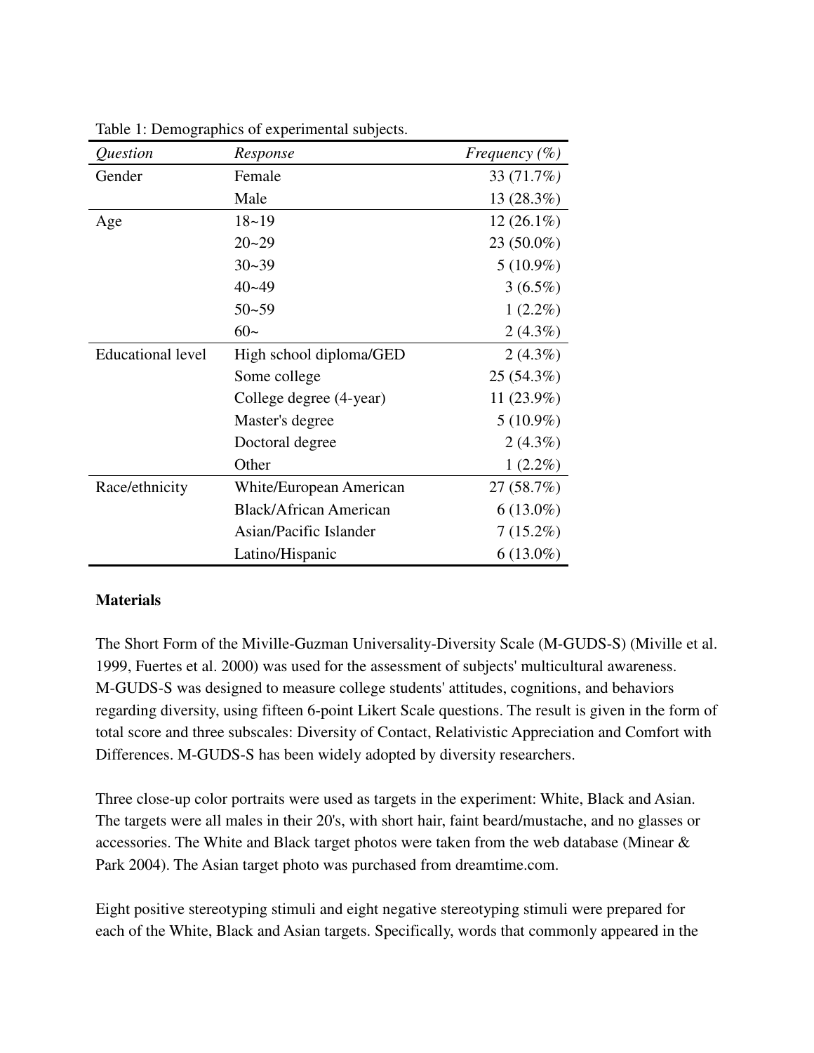Table 1: Demographics of experimental subjects.

| *Question* | *Response* | *Frequency (%)* |
|---|---|---|
| Gender | Female | 33 (71.7%) |
| | Male | 13 (28.3%) |
| Age | 18~19 | 12 (26.1%) |
| | 20~29 | 23 (50.0%) |
| | 30~39 | 5 (10.9%) |
| | 40~49 | 3 (6.5%) |
| | 50~59 | 1 (2.2%) |
| | 60~ | 2 (4.3%) |
| Educational level | High school diploma/GED | 2 (4.3%) |
| | Some college | 25 (54.3%) |
| | College degree (4-year) | 11 (23.9%) |
| | Master's degree | 5 (10.9%) |
| | Doctoral degree | 2 (4.3%) |
| | Other | 1 (2.2%) |
| Race/ethnicity | White/European American | 27 (58.7%) |
| | Black/African American | 6 (13.0%) |
| | Asian/Pacific Islander | 7 (15.2%) |
| | Latino/Hispanic | 6 (13.0%) |

**Materials**

The Short Form of the Miville-Guzman Universality-Diversity Scale (M-GUDS-S) (Miville et al. 1999, Fuertes et al. 2000) was used for the assessment of subjects' multicultural awareness. M-GUDS-S was designed to measure college students' attitudes, cognitions, and behaviors regarding diversity, using fifteen 6-point Likert Scale questions. The result is given in the form of total score and three subscales: Diversity of Contact, Relativistic Appreciation and Comfort with Differences. M-GUDS-S has been widely adopted by diversity researchers.

Three close-up color portraits were used as targets in the experiment: White, Black and Asian. The targets were all males in their 20's, with short hair, faint beard/mustache, and no glasses or accessories. The White and Black target photos were taken from the web database (Minear & Park 2004). The Asian target photo was purchased from dreamtime.com.

Eight positive stereotyping stimuli and eight negative stereotyping stimuli were prepared for each of the White, Black and Asian targets. Specifically, words that commonly appeared in the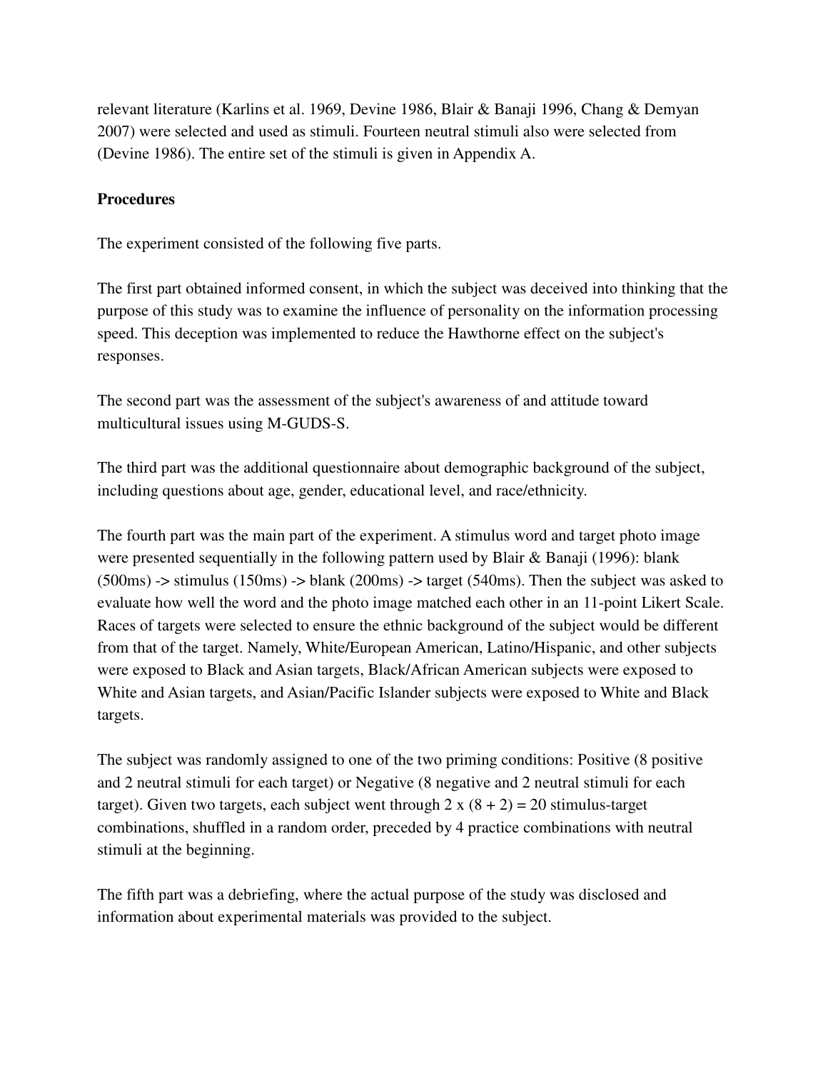relevant literature (Karlins et al. 1969, Devine 1986, Blair & Banaji 1996, Chang & Demyan 2007) were selected and used as stimuli. Fourteen neutral stimuli also were selected from (Devine 1986). The entire set of the stimuli is given in Appendix A.

**Procedures**

The experiment consisted of the following five parts.

The first part obtained informed consent, in which the subject was deceived into thinking that the purpose of this study was to examine the influence of personality on the information processing speed. This deception was implemented to reduce the Hawthorne effect on the subject's responses.

The second part was the assessment of the subject's awareness of and attitude toward multicultural issues using M-GUDS-S.

The third part was the additional questionnaire about demographic background of the subject, including questions about age, gender, educational level, and race/ethnicity.

The fourth part was the main part of the experiment. A stimulus word and target photo image were presented sequentially in the following pattern used by Blair & Banaji (1996): blank (500ms) -> stimulus (150ms) -> blank (200ms) -> target (540ms). Then the subject was asked to evaluate how well the word and the photo image matched each other in an 11-point Likert Scale. Races of targets were selected to ensure the ethnic background of the subject would be different from that of the target. Namely, White/European American, Latino/Hispanic, and other subjects were exposed to Black and Asian targets, Black/African American subjects were exposed to White and Asian targets, and Asian/Pacific Islander subjects were exposed to White and Black targets.

The subject was randomly assigned to one of the two priming conditions: Positive (8 positive and 2 neutral stimuli for each target) or Negative (8 negative and 2 neutral stimuli for each target). Given two targets, each subject went through $2 \times (8 + 2) = 20$ stimulus-target combinations, shuffled in a random order, preceded by 4 practice combinations with neutral stimuli at the beginning.

The fifth part was a debriefing, where the actual purpose of the study was disclosed and information about experimental materials was provided to the subject.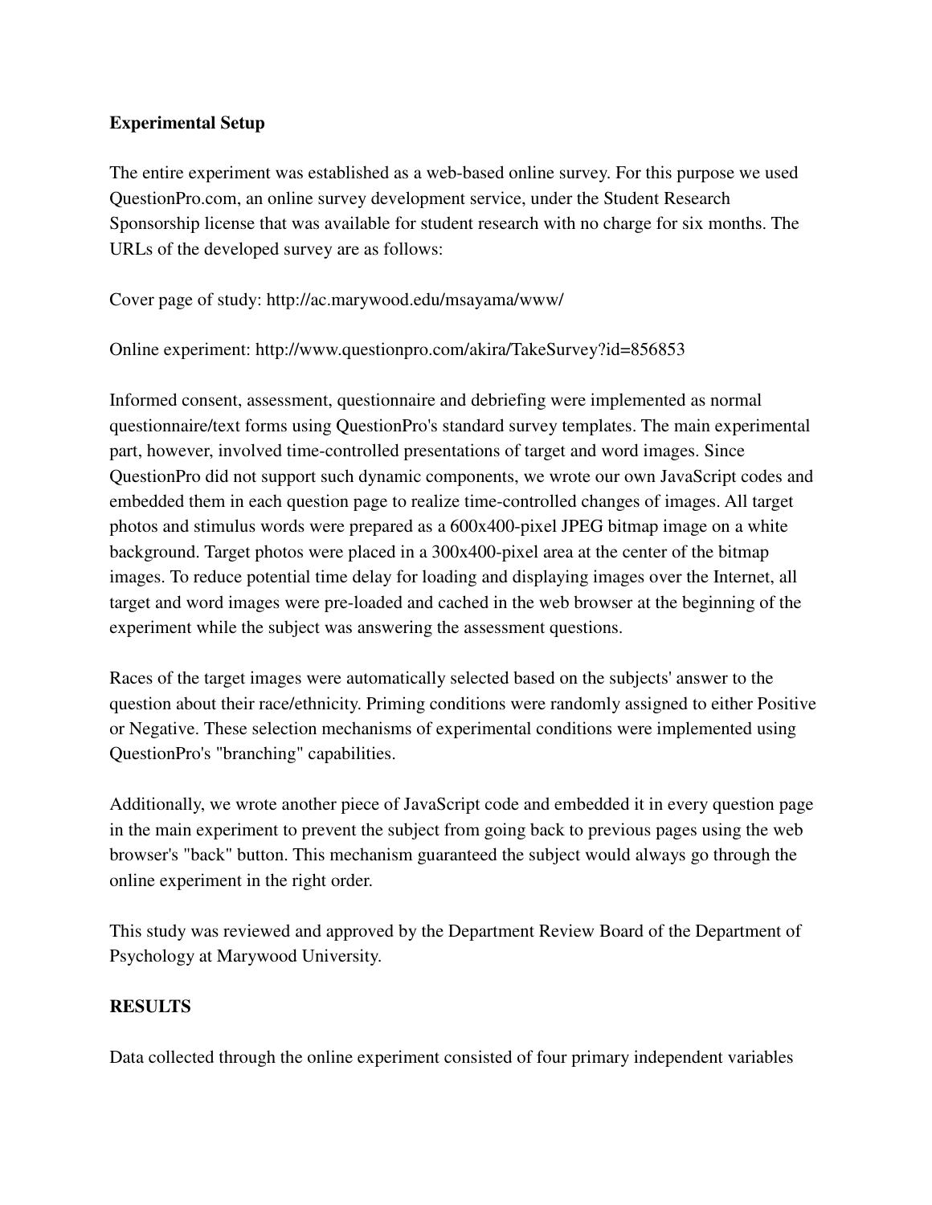**Experimental Setup**

The entire experiment was established as a web-based online survey. For this purpose we used QuestionPro.com, an online survey development service, under the Student Research Sponsorship license that was available for student research with no charge for six months. The URLs of the developed survey are as follows:

Cover page of study: http://ac.marywood.edu/msayama/www/

Online experiment: http://www.questionpro.com/akira/TakeSurvey?id=856853

Informed consent, assessment, questionnaire and debriefing were implemented as normal questionnaire/text forms using QuestionPro's standard survey templates. The main experimental part, however, involved time-controlled presentations of target and word images. Since QuestionPro did not support such dynamic components, we wrote our own JavaScript codes and embedded them in each question page to realize time-controlled changes of images. All target photos and stimulus words were prepared as a 600x400-pixel JPEG bitmap image on a white background. Target photos were placed in a 300x400-pixel area at the center of the bitmap images. To reduce potential time delay for loading and displaying images over the Internet, all target and word images were pre-loaded and cached in the web browser at the beginning of the experiment while the subject was answering the assessment questions.

Races of the target images were automatically selected based on the subjects' answer to the question about their race/ethnicity. Priming conditions were randomly assigned to either Positive or Negative. These selection mechanisms of experimental conditions were implemented using QuestionPro's "branching" capabilities.

Additionally, we wrote another piece of JavaScript code and embedded it in every question page in the main experiment to prevent the subject from going back to previous pages using the web browser's "back" button. This mechanism guaranteed the subject would always go through the online experiment in the right order.

This study was reviewed and approved by the Department Review Board of the Department of Psychology at Marywood University.

**RESULTS**

Data collected through the online experiment consisted of four primary independent variables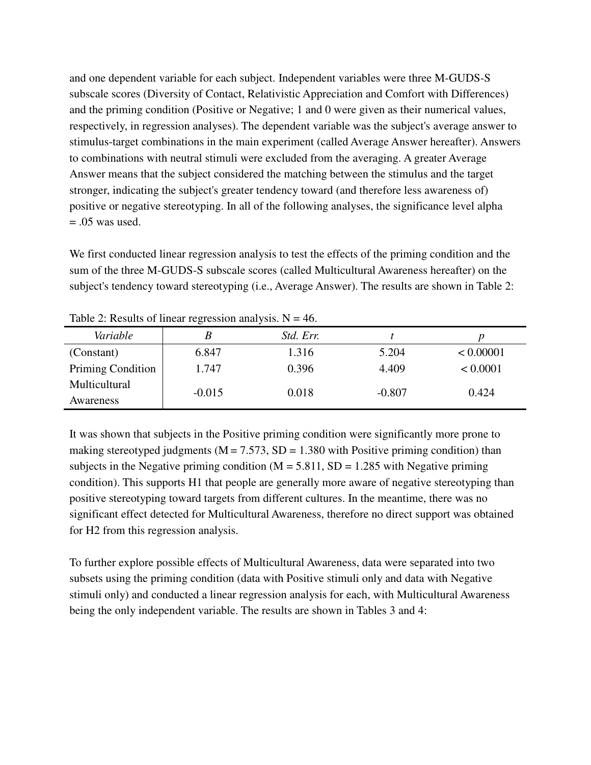and one dependent variable for each subject. Independent variables were three M-GUDS-S subscale scores (Diversity of Contact, Relativistic Appreciation and Comfort with Differences) and the priming condition (Positive or Negative; 1 and 0 were given as their numerical values, respectively, in regression analyses). The dependent variable was the subject's average answer to stimulus-target combinations in the main experiment (called Average Answer hereafter). Answers to combinations with neutral stimuli were excluded from the averaging. A greater Average Answer means that the subject considered the matching between the stimulus and the target stronger, indicating the subject's greater tendency toward (and therefore less awareness of) positive or negative stereotyping. In all of the following analyses, the significance level alpha = .05 was used.

We first conducted linear regression analysis to test the effects of the priming condition and the sum of the three M-GUDS-S subscale scores (called Multicultural Awareness hereafter) on the subject's tendency toward stereotyping (i.e., Average Answer). The results are shown in Table 2:

Table 2: Results of linear regression analysis. N = 46.

| *Variable* | *B* | *Std. Err.* | *t* | *p* |
|---|---|---|---|---|
| (Constant) | 6.847 | 1.316 | 5.204 | < 0.00001 |
| Priming Condition | 1.747 | 0.396 | 4.409 | < 0.0001 |
| Multicultural Awareness | -0.015 | 0.018 | -0.807 | 0.424 |

It was shown that subjects in the Positive priming condition were significantly more prone to making stereotyped judgments (M = 7.573, SD = 1.380 with Positive priming condition) than subjects in the Negative priming condition (M = 5.811, SD = 1.285 with Negative priming condition). This supports H1 that people are generally more aware of negative stereotyping than positive stereotyping toward targets from different cultures. In the meantime, there was no significant effect detected for Multicultural Awareness, therefore no direct support was obtained for H2 from this regression analysis.

To further explore possible effects of Multicultural Awareness, data were separated into two subsets using the priming condition (data with Positive stimuli only and data with Negative stimuli only) and conducted a linear regression analysis for each, with Multicultural Awareness being the only independent variable. The results are shown in Tables 3 and 4: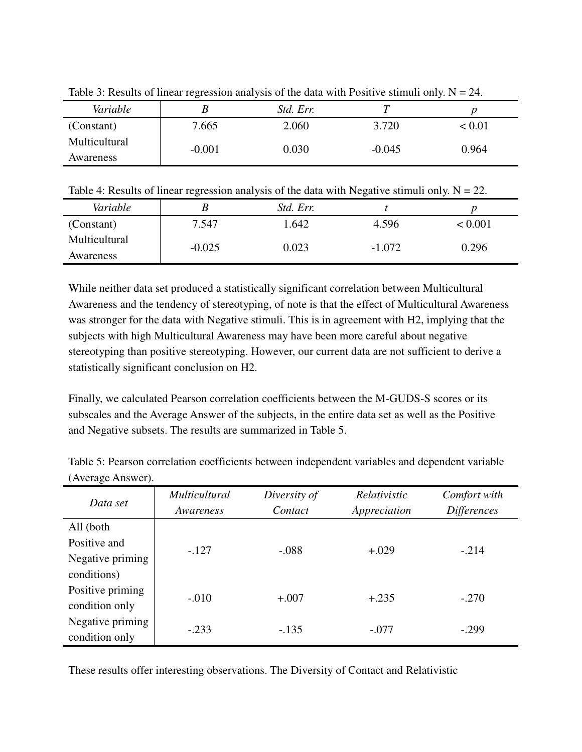Table 3: Results of linear regression analysis of the data with Positive stimuli only. N = 24.

| *Variable* | *B* | *Std. Err.* | *T* | *p* |
|---|---|---|---|---|
| (Constant) | 7.665 | 2.060 | 3.720 | < 0.01 |
| Multicultural Awareness | -0.001 | 0.030 | -0.045 | 0.964 |

Table 4: Results of linear regression analysis of the data with Negative stimuli only. N = 22.

| *Variable* | *B* | *Std. Err.* | *t* | *p* |
|---|---|---|---|---|
| (Constant) | 7.547 | 1.642 | 4.596 | < 0.001 |
| Multicultural Awareness | -0.025 | 0.023 | -1.072 | 0.296 |

While neither data set produced a statistically significant correlation between Multicultural Awareness and the tendency of stereotyping, of note is that the effect of Multicultural Awareness was stronger for the data with Negative stimuli. This is in agreement with H2, implying that the subjects with high Multicultural Awareness may have been more careful about negative stereotyping than positive stereotyping. However, our current data are not sufficient to derive a statistically significant conclusion on H2.

Finally, we calculated Pearson correlation coefficients between the M-GUDS-S scores or its subscales and the Average Answer of the subjects, in the entire data set as well as the Positive and Negative subsets. The results are summarized in Table 5.

Table 5: Pearson correlation coefficients between independent variables and dependent variable (Average Answer).

| *Data set* | *Multicultural Awareness* | *Diversity of Contact* | *Relativistic Appreciation* | *Comfort with Differences* |
|---|---|---|---|---|
| All (both Positive and Negative priming conditions) | -.127 | -.088 | +.029 | -.214 |
| Positive priming condition only | -.010 | +.007 | +.235 | -.270 |
| Negative priming condition only | -.233 | -.135 | -.077 | -.299 |

These results offer interesting observations. The Diversity of Contact and Relativistic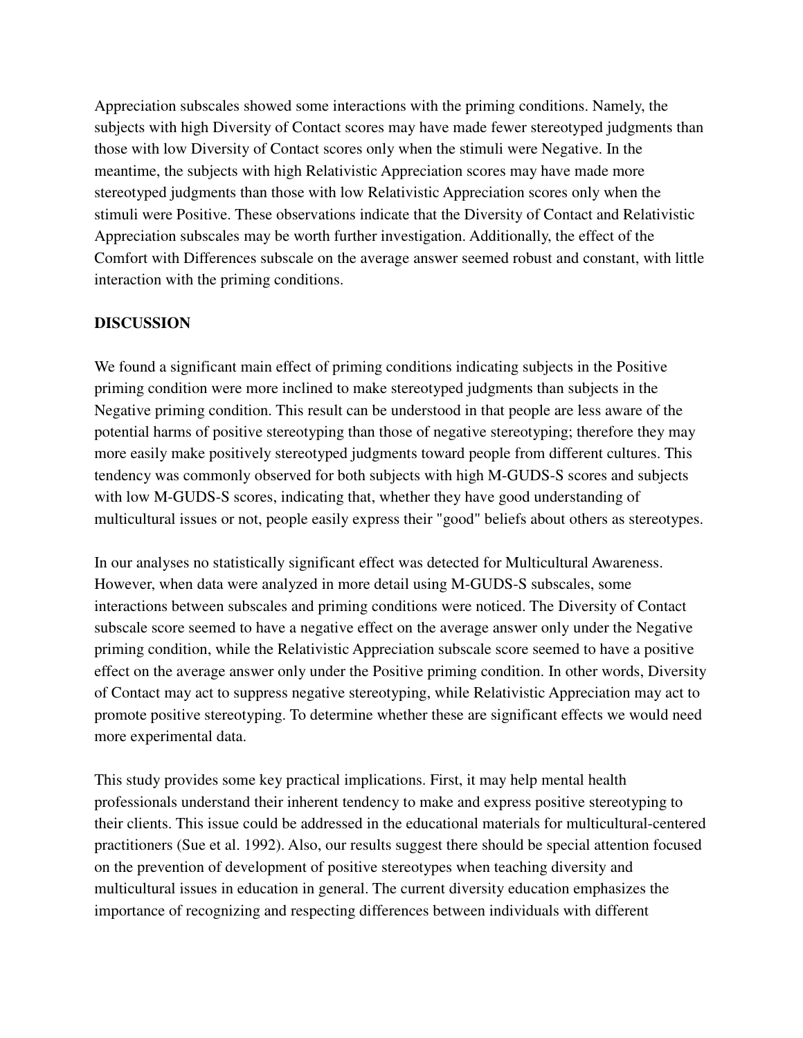Appreciation subscales showed some interactions with the priming conditions. Namely, the subjects with high Diversity of Contact scores may have made fewer stereotyped judgments than those with low Diversity of Contact scores only when the stimuli were Negative. In the meantime, the subjects with high Relativistic Appreciation scores may have made more stereotyped judgments than those with low Relativistic Appreciation scores only when the stimuli were Positive. These observations indicate that the Diversity of Contact and Relativistic Appreciation subscales may be worth further investigation. Additionally, the effect of the Comfort with Differences subscale on the average answer seemed robust and constant, with little interaction with the priming conditions.

## DISCUSSION

We found a significant main effect of priming conditions indicating subjects in the Positive priming condition were more inclined to make stereotyped judgments than subjects in the Negative priming condition. This result can be understood in that people are less aware of the potential harms of positive stereotyping than those of negative stereotyping; therefore they may more easily make positively stereotyped judgments toward people from different cultures. This tendency was commonly observed for both subjects with high M-GUDS-S scores and subjects with low M-GUDS-S scores, indicating that, whether they have good understanding of multicultural issues or not, people easily express their "good" beliefs about others as stereotypes.

In our analyses no statistically significant effect was detected for Multicultural Awareness. However, when data were analyzed in more detail using M-GUDS-S subscales, some interactions between subscales and priming conditions were noticed. The Diversity of Contact subscale score seemed to have a negative effect on the average answer only under the Negative priming condition, while the Relativistic Appreciation subscale score seemed to have a positive effect on the average answer only under the Positive priming condition. In other words, Diversity of Contact may act to suppress negative stereotyping, while Relativistic Appreciation may act to promote positive stereotyping. To determine whether these are significant effects we would need more experimental data.

This study provides some key practical implications. First, it may help mental health professionals understand their inherent tendency to make and express positive stereotyping to their clients. This issue could be addressed in the educational materials for multicultural-centered practitioners (Sue et al. 1992). Also, our results suggest there should be special attention focused on the prevention of development of positive stereotypes when teaching diversity and multicultural issues in education in general. The current diversity education emphasizes the importance of recognizing and respecting differences between individuals with different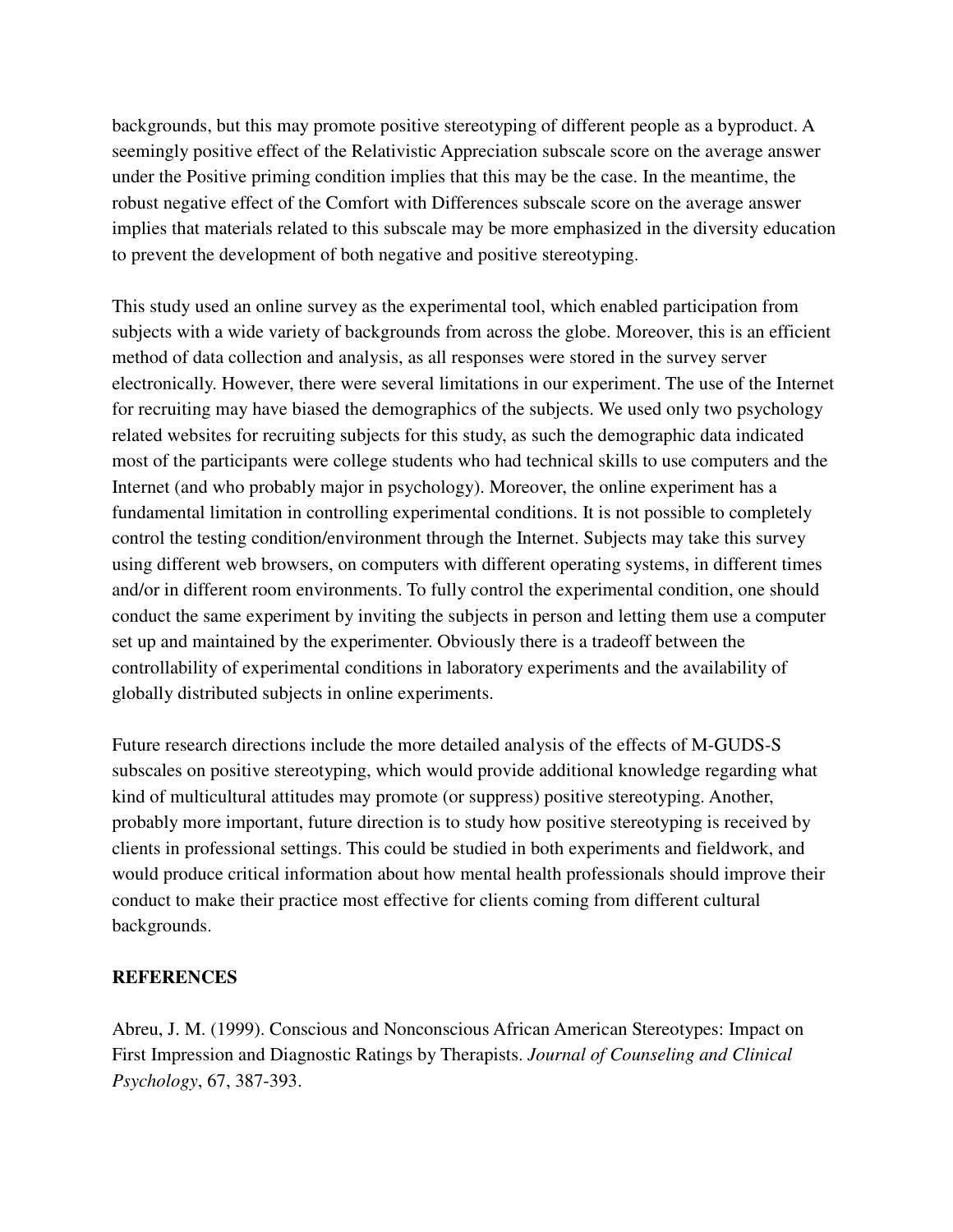backgrounds, but this may promote positive stereotyping of different people as a byproduct. A seemingly positive effect of the Relativistic Appreciation subscale score on the average answer under the Positive priming condition implies that this may be the case. In the meantime, the robust negative effect of the Comfort with Differences subscale score on the average answer implies that materials related to this subscale may be more emphasized in the diversity education to prevent the development of both negative and positive stereotyping.

This study used an online survey as the experimental tool, which enabled participation from subjects with a wide variety of backgrounds from across the globe. Moreover, this is an efficient method of data collection and analysis, as all responses were stored in the survey server electronically. However, there were several limitations in our experiment. The use of the Internet for recruiting may have biased the demographics of the subjects. We used only two psychology related websites for recruiting subjects for this study, as such the demographic data indicated most of the participants were college students who had technical skills to use computers and the Internet (and who probably major in psychology). Moreover, the online experiment has a fundamental limitation in controlling experimental conditions. It is not possible to completely control the testing condition/environment through the Internet. Subjects may take this survey using different web browsers, on computers with different operating systems, in different times and/or in different room environments. To fully control the experimental condition, one should conduct the same experiment by inviting the subjects in person and letting them use a computer set up and maintained by the experimenter. Obviously there is a tradeoff between the controllability of experimental conditions in laboratory experiments and the availability of globally distributed subjects in online experiments.

Future research directions include the more detailed analysis of the effects of M-GUDS-S subscales on positive stereotyping, which would provide additional knowledge regarding what kind of multicultural attitudes may promote (or suppress) positive stereotyping. Another, probably more important, future direction is to study how positive stereotyping is received by clients in professional settings. This could be studied in both experiments and fieldwork, and would produce critical information about how mental health professionals should improve their conduct to make their practice most effective for clients coming from different cultural backgrounds.

## REFERENCES

Abreu, J. M. (1999). Conscious and Nonconscious African American Stereotypes: Impact on First Impression and Diagnostic Ratings by Therapists. *Journal of Counseling and Clinical Psychology*, 67, 387-393.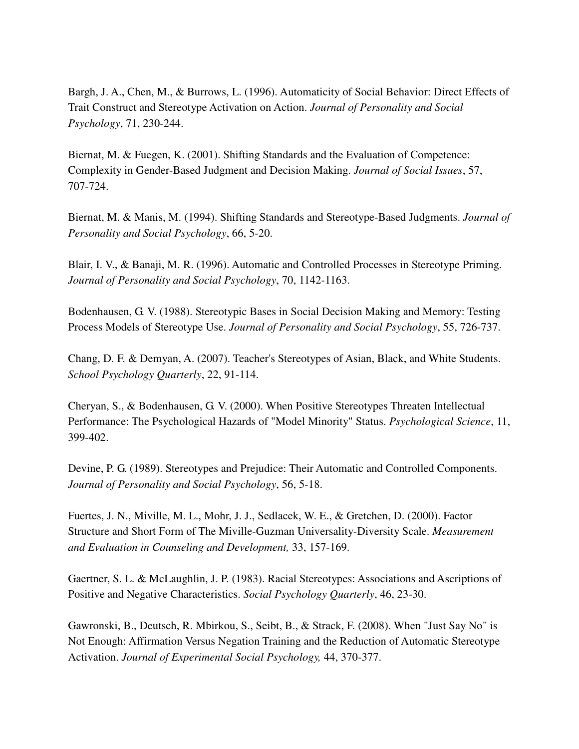Bargh, J. A., Chen, M., & Burrows, L. (1996). Automaticity of Social Behavior: Direct Effects of Trait Construct and Stereotype Activation on Action. *Journal of Personality and Social Psychology*, 71, 230-244.

Biernat, M. & Fuegen, K. (2001). Shifting Standards and the Evaluation of Competence: Complexity in Gender-Based Judgment and Decision Making. *Journal of Social Issues*, 57, 707-724.

Biernat, M. & Manis, M. (1994). Shifting Standards and Stereotype-Based Judgments. *Journal of Personality and Social Psychology*, 66, 5-20.

Blair, I. V., & Banaji, M. R. (1996). Automatic and Controlled Processes in Stereotype Priming. *Journal of Personality and Social Psychology*, 70, 1142-1163.

Bodenhausen, G. V. (1988). Stereotypic Bases in Social Decision Making and Memory: Testing Process Models of Stereotype Use. *Journal of Personality and Social Psychology*, 55, 726-737.

Chang, D. F. & Demyan, A. (2007). Teacher's Stereotypes of Asian, Black, and White Students. *School Psychology Quarterly*, 22, 91-114.

Cheryan, S., & Bodenhausen, G. V. (2000). When Positive Stereotypes Threaten Intellectual Performance: The Psychological Hazards of "Model Minority" Status. *Psychological Science*, 11, 399-402.

Devine, P. G. (1989). Stereotypes and Prejudice: Their Automatic and Controlled Components. *Journal of Personality and Social Psychology*, 56, 5-18.

Fuertes, J. N., Miville, M. L., Mohr, J. J., Sedlacek, W. E., & Gretchen, D. (2000). Factor Structure and Short Form of The Miville-Guzman Universality-Diversity Scale. *Measurement and Evaluation in Counseling and Development,* 33, 157-169.

Gaertner, S. L. & McLaughlin, J. P. (1983). Racial Stereotypes: Associations and Ascriptions of Positive and Negative Characteristics. *Social Psychology Quarterly*, 46, 23-30.

Gawronski, B., Deutsch, R. Mbirkou, S., Seibt, B., & Strack, F. (2008). When "Just Say No" is Not Enough: Affirmation Versus Negation Training and the Reduction of Automatic Stereotype Activation. *Journal of Experimental Social Psychology,* 44, 370-377.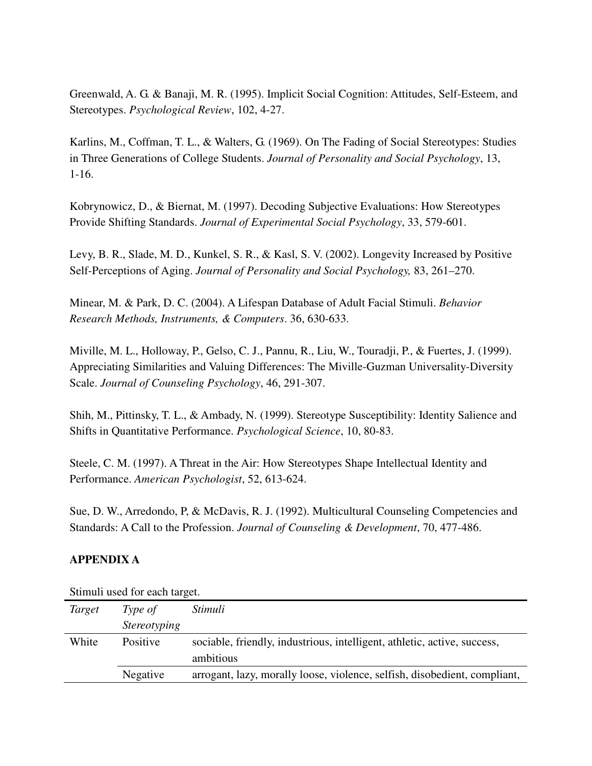Greenwald, A. G. & Banaji, M. R. (1995). Implicit Social Cognition: Attitudes, Self-Esteem, and Stereotypes. *Psychological Review*, 102, 4-27.

Karlins, M., Coffman, T. L., & Walters, G. (1969). On The Fading of Social Stereotypes: Studies in Three Generations of College Students. *Journal of Personality and Social Psychology*, 13, 1-16.

Kobrynowicz, D., & Biernat, M. (1997). Decoding Subjective Evaluations: How Stereotypes Provide Shifting Standards. *Journal of Experimental Social Psychology*, 33, 579-601.

Levy, B. R., Slade, M. D., Kunkel, S. R., & Kasl, S. V. (2002). Longevity Increased by Positive Self-Perceptions of Aging. *Journal of Personality and Social Psychology,* 83, 261–270.

Minear, M. & Park, D. C. (2004). A Lifespan Database of Adult Facial Stimuli. *Behavior Research Methods, Instruments, & Computers*. 36, 630-633.

Miville, M. L., Holloway, P., Gelso, C. J., Pannu, R., Liu, W., Touradji, P., & Fuertes, J. (1999). Appreciating Similarities and Valuing Differences: The Miville-Guzman Universality-Diversity Scale. *Journal of Counseling Psychology*, 46, 291-307.

Shih, M., Pittinsky, T. L., & Ambady, N. (1999). Stereotype Susceptibility: Identity Salience and Shifts in Quantitative Performance. *Psychological Science*, 10, 80-83.

Steele, C. M. (1997). A Threat in the Air: How Stereotypes Shape Intellectual Identity and Performance. *American Psychologist*, 52, 613-624.

Sue, D. W., Arredondo, P, & McDavis, R. J. (1992). Multicultural Counseling Competencies and Standards: A Call to the Profession. *Journal of Counseling & Development*, 70, 477-486.

**APPENDIX A**

Stimuli used for each target.

| *Target* | *Type of Stereotyping* | *Stimuli* |
|---|---|---|
| White | Positive | sociable, friendly, industrious, intelligent, athletic, active, success, ambitious |
| | Negative | arrogant, lazy, morally loose, violence, selfish, disobedient, compliant, |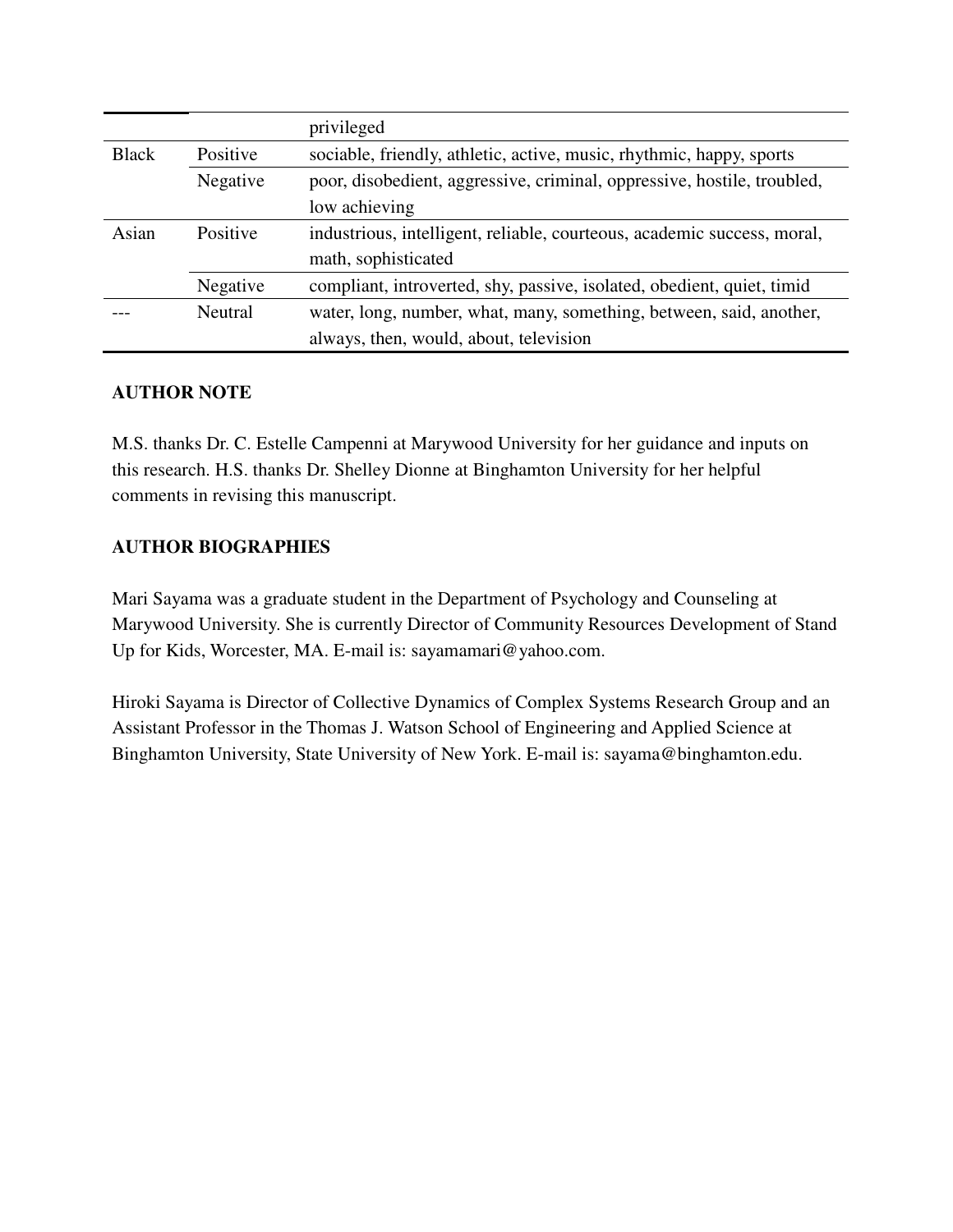| | | |
|---|---|---|
| | | privileged |
| Black | Positive | sociable, friendly, athletic, active, music, rhythmic, happy, sports |
| | Negative | poor, disobedient, aggressive, criminal, oppressive, hostile, troubled, low achieving |
| Asian | Positive | industrious, intelligent, reliable, courteous, academic success, moral, math, sophisticated |
| | Negative | compliant, introverted, shy, passive, isolated, obedient, quiet, timid |
| --- | Neutral | water, long, number, what, many, something, between, said, another, always, then, would, about, television |

## AUTHOR NOTE

M.S. thanks Dr. C. Estelle Campenni at Marywood University for her guidance and inputs on this research. H.S. thanks Dr. Shelley Dionne at Binghamton University for her helpful comments in revising this manuscript.

## AUTHOR BIOGRAPHIES

Mari Sayama was a graduate student in the Department of Psychology and Counseling at Marywood University. She is currently Director of Community Resources Development of Stand Up for Kids, Worcester, MA. E-mail is: sayamamari@yahoo.com.

Hiroki Sayama is Director of Collective Dynamics of Complex Systems Research Group and an Assistant Professor in the Thomas J. Watson School of Engineering and Applied Science at Binghamton University, State University of New York. E-mail is: sayama@binghamton.edu.